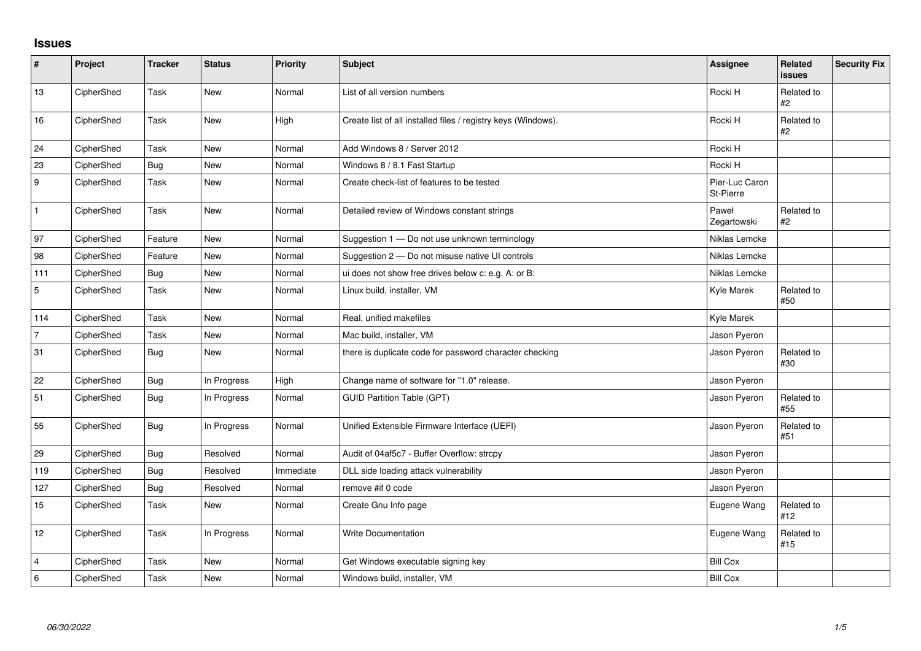## Issues

| # | Project | Tracker | Status | Priority | Subject | Assignee | Related issues | Security Fix |
|---|---|---|---|---|---|---|---|---|
| 13 | CipherShed | Task | New | Normal | List of all version numbers | Rocki H | Related to #2 | |
| 16 | CipherShed | Task | New | High | Create list of all installed files / registry keys (Windows). | Rocki H | Related to #2 | |
| 24 | CipherShed | Task | New | Normal | Add Windows 8 / Server 2012 | Rocki H | | |
| 23 | CipherShed | Bug | New | Normal | Windows 8 / 8.1 Fast Startup | Rocki H | | |
| 9 | CipherShed | Task | New | Normal | Create check-list of features to be tested | Pier-Luc Caron St-Pierre | | |
| 1 | CipherShed | Task | New | Normal | Detailed review of Windows constant strings | Paweł Zegartowski | Related to #2 | |
| 97 | CipherShed | Feature | New | Normal | Suggestion 1 — Do not use unknown terminology | Niklas Lemcke | | |
| 98 | CipherShed | Feature | New | Normal | Suggestion 2 — Do not misuse native UI controls | Niklas Lemcke | | |
| 111 | CipherShed | Bug | New | Normal | ui does not show free drives below c: e.g. A: or B: | Niklas Lemcke | | |
| 5 | CipherShed | Task | New | Normal | Linux build, installer, VM | Kyle Marek | Related to #50 | |
| 114 | CipherShed | Task | New | Normal | Real, unified makefiles | Kyle Marek | | |
| 7 | CipherShed | Task | New | Normal | Mac build, installer, VM | Jason Pyeron | | |
| 31 | CipherShed | Bug | New | Normal | there is duplicate code for password character checking | Jason Pyeron | Related to #30 | |
| 22 | CipherShed | Bug | In Progress | High | Change name of software for "1.0" release. | Jason Pyeron | | |
| 51 | CipherShed | Bug | In Progress | Normal | GUID Partition Table (GPT) | Jason Pyeron | Related to #55 | |
| 55 | CipherShed | Bug | In Progress | Normal | Unified Extensible Firmware Interface (UEFI) | Jason Pyeron | Related to #51 | |
| 29 | CipherShed | Bug | Resolved | Normal | Audit of 04af5c7 - Buffer Overflow: strcpy | Jason Pyeron | | |
| 119 | CipherShed | Bug | Resolved | Immediate | DLL side loading attack vulnerability | Jason Pyeron | | |
| 127 | CipherShed | Bug | Resolved | Normal | remove #if 0 code | Jason Pyeron | | |
| 15 | CipherShed | Task | New | Normal | Create Gnu Info page | Eugene Wang | Related to #12 | |
| 12 | CipherShed | Task | In Progress | Normal | Write Documentation | Eugene Wang | Related to #15 | |
| 4 | CipherShed | Task | New | Normal | Get Windows executable signing key | Bill Cox | | |
| 6 | CipherShed | Task | New | Normal | Windows build, installer, VM | Bill Cox | | |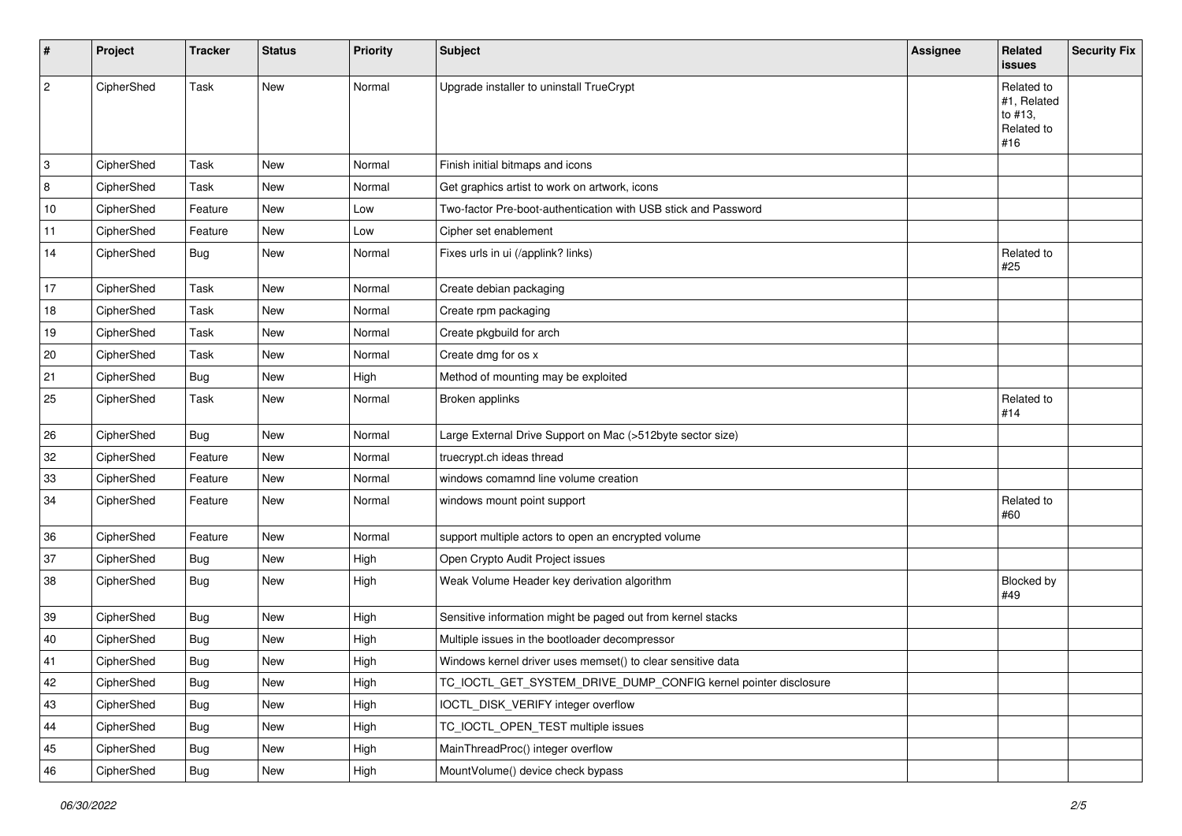| # | Project | Tracker | Status | Priority | Subject | Assignee | Related issues | Security Fix |
|---|---|---|---|---|---|---|---|---|
| 2 | CipherShed | Task | New | Normal | Upgrade installer to uninstall TrueCrypt | | Related to #1, Related to #13, Related to #16 | |
| 3 | CipherShed | Task | New | Normal | Finish initial bitmaps and icons | | | |
| 8 | CipherShed | Task | New | Normal | Get graphics artist to work on artwork, icons | | | |
| 10 | CipherShed | Feature | New | Low | Two-factor Pre-boot-authentication with USB stick and Password | | | |
| 11 | CipherShed | Feature | New | Low | Cipher set enablement | | | |
| 14 | CipherShed | Bug | New | Normal | Fixes urls in ui (/applink? links) | | Related to #25 | |
| 17 | CipherShed | Task | New | Normal | Create debian packaging | | | |
| 18 | CipherShed | Task | New | Normal | Create rpm packaging | | | |
| 19 | CipherShed | Task | New | Normal | Create pkgbuild for arch | | | |
| 20 | CipherShed | Task | New | Normal | Create dmg for os x | | | |
| 21 | CipherShed | Bug | New | High | Method of mounting may be exploited | | | |
| 25 | CipherShed | Task | New | Normal | Broken applinks | | Related to #14 | |
| 26 | CipherShed | Bug | New | Normal | Large External Drive Support on Mac (>512byte sector size) | | | |
| 32 | CipherShed | Feature | New | Normal | truecrypt.ch ideas thread | | | |
| 33 | CipherShed | Feature | New | Normal | windows comamnd line volume creation | | | |
| 34 | CipherShed | Feature | New | Normal | windows mount point support | | Related to #60 | |
| 36 | CipherShed | Feature | New | Normal | support multiple actors to open an encrypted volume | | | |
| 37 | CipherShed | Bug | New | High | Open Crypto Audit Project issues | | | |
| 38 | CipherShed | Bug | New | High | Weak Volume Header key derivation algorithm | | Blocked by #49 | |
| 39 | CipherShed | Bug | New | High | Sensitive information might be paged out from kernel stacks | | | |
| 40 | CipherShed | Bug | New | High | Multiple issues in the bootloader decompressor | | | |
| 41 | CipherShed | Bug | New | High | Windows kernel driver uses memset() to clear sensitive data | | | |
| 42 | CipherShed | Bug | New | High | TC_IOCTL_GET_SYSTEM_DRIVE_DUMP_CONFIG kernel pointer disclosure | | | |
| 43 | CipherShed | Bug | New | High | IOCTL_DISK_VERIFY integer overflow | | | |
| 44 | CipherShed | Bug | New | High | TC_IOCTL_OPEN_TEST multiple issues | | | |
| 45 | CipherShed | Bug | New | High | MainThreadProc() integer overflow | | | |
| 46 | CipherShed | Bug | New | High | MountVolume() device check bypass | | | |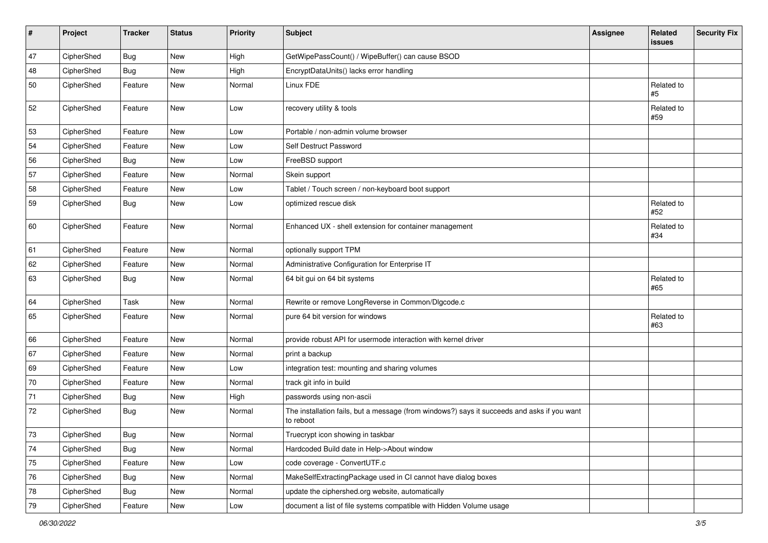| # | Project | Tracker | Status | Priority | Subject | Assignee | Related issues | Security Fix |
|---|---|---|---|---|---|---|---|---|
| 47 | CipherShed | Bug | New | High | GetWipePassCount() / WipeBuffer() can cause BSOD | | | |
| 48 | CipherShed | Bug | New | High | EncryptDataUnits() lacks error handling | | | |
| 50 | CipherShed | Feature | New | Normal | Linux FDE | | Related to #5 | |
| 52 | CipherShed | Feature | New | Low | recovery utility & tools | | Related to #59 | |
| 53 | CipherShed | Feature | New | Low | Portable / non-admin volume browser | | | |
| 54 | CipherShed | Feature | New | Low | Self Destruct Password | | | |
| 56 | CipherShed | Bug | New | Low | FreeBSD support | | | |
| 57 | CipherShed | Feature | New | Normal | Skein support | | | |
| 58 | CipherShed | Feature | New | Low | Tablet / Touch screen / non-keyboard boot support | | | |
| 59 | CipherShed | Bug | New | Low | optimized rescue disk | | Related to #52 | |
| 60 | CipherShed | Feature | New | Normal | Enhanced UX - shell extension for container management | | Related to #34 | |
| 61 | CipherShed | Feature | New | Normal | optionally support TPM | | | |
| 62 | CipherShed | Feature | New | Normal | Administrative Configuration for Enterprise IT | | | |
| 63 | CipherShed | Bug | New | Normal | 64 bit gui on 64 bit systems | | Related to #65 | |
| 64 | CipherShed | Task | New | Normal | Rewrite or remove LongReverse in Common/Dlgcode.c | | | |
| 65 | CipherShed | Feature | New | Normal | pure 64 bit version for windows | | Related to #63 | |
| 66 | CipherShed | Feature | New | Normal | provide robust API for usermode interaction with kernel driver | | | |
| 67 | CipherShed | Feature | New | Normal | print a backup | | | |
| 69 | CipherShed | Feature | New | Low | integration test: mounting and sharing volumes | | | |
| 70 | CipherShed | Feature | New | Normal | track git info in build | | | |
| 71 | CipherShed | Bug | New | High | passwords using non-ascii | | | |
| 72 | CipherShed | Bug | New | Normal | The installation fails, but a message (from windows?) says it succeeds and asks if you want to reboot | | | |
| 73 | CipherShed | Bug | New | Normal | Truecrypt icon showing in taskbar | | | |
| 74 | CipherShed | Bug | New | Normal | Hardcoded Build date in Help->About window | | | |
| 75 | CipherShed | Feature | New | Low | code coverage - ConvertUTF.c | | | |
| 76 | CipherShed | Bug | New | Normal | MakeSelfExtractingPackage used in CI cannot have dialog boxes | | | |
| 78 | CipherShed | Bug | New | Normal | update the ciphershed.org website, automatically | | | |
| 79 | CipherShed | Feature | New | Low | document a list of file systems compatible with Hidden Volume usage | | | |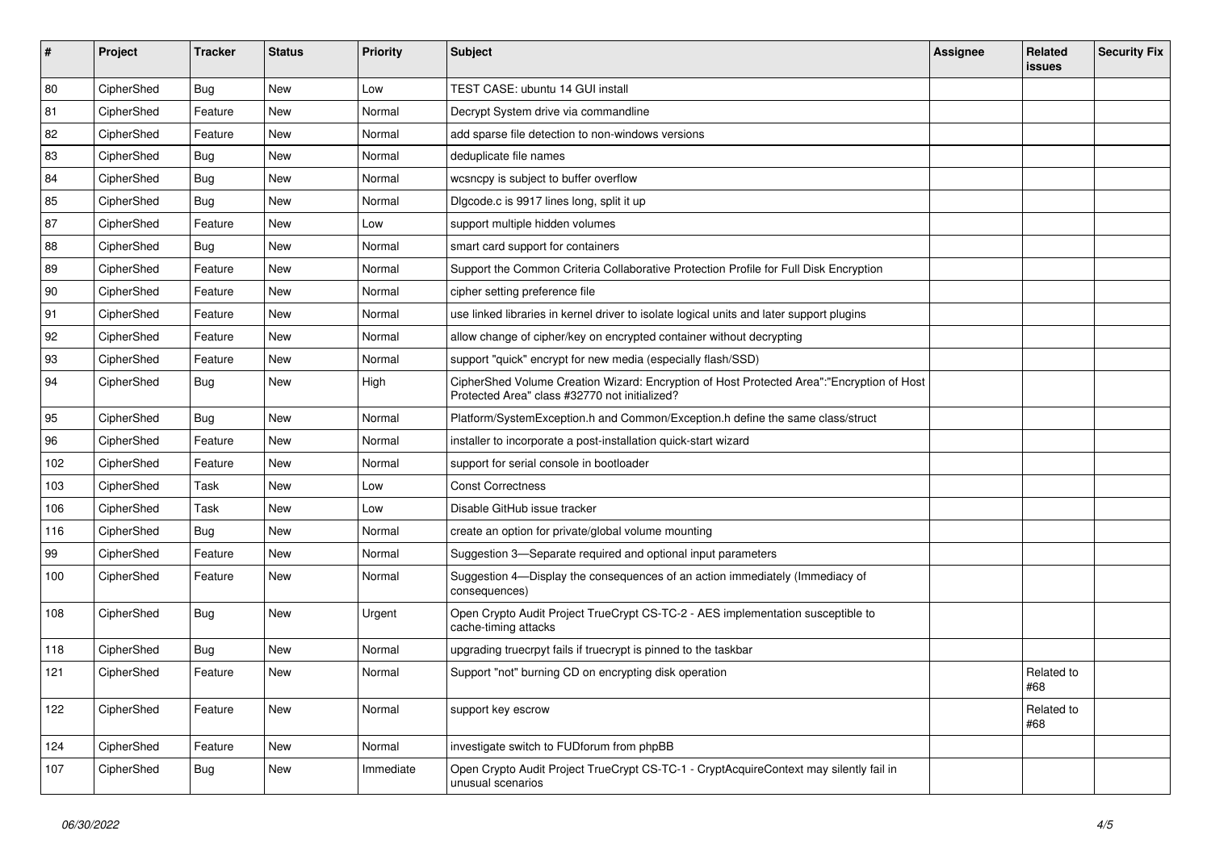| # | Project | Tracker | Status | Priority | Subject | Assignee | Related issues | Security Fix |
|---|---|---|---|---|---|---|---|---|
| 80 | CipherShed | Bug | New | Low | TEST CASE: ubuntu 14 GUI install | | | |
| 81 | CipherShed | Feature | New | Normal | Decrypt System drive via commandline | | | |
| 82 | CipherShed | Feature | New | Normal | add sparse file detection to non-windows versions | | | |
| 83 | CipherShed | Bug | New | Normal | deduplicate file names | | | |
| 84 | CipherShed | Bug | New | Normal | wcsncpy is subject to buffer overflow | | | |
| 85 | CipherShed | Bug | New | Normal | Dlgcode.c is 9917 lines long, split it up | | | |
| 87 | CipherShed | Feature | New | Low | support multiple hidden volumes | | | |
| 88 | CipherShed | Bug | New | Normal | smart card support for containers | | | |
| 89 | CipherShed | Feature | New | Normal | Support the Common Criteria Collaborative Protection Profile for Full Disk Encryption | | | |
| 90 | CipherShed | Feature | New | Normal | cipher setting preference file | | | |
| 91 | CipherShed | Feature | New | Normal | use linked libraries in kernel driver to isolate logical units and later support plugins | | | |
| 92 | CipherShed | Feature | New | Normal | allow change of cipher/key on encrypted container without decrypting | | | |
| 93 | CipherShed | Feature | New | Normal | support "quick" encrypt for new media (especially flash/SSD) | | | |
| 94 | CipherShed | Bug | New | High | CipherShed Volume Creation Wizard: Encryption of Host Protected Area":"Encryption of Host Protected Area" class #32770 not initialized? | | | |
| 95 | CipherShed | Bug | New | Normal | Platform/SystemException.h and Common/Exception.h define the same class/struct | | | |
| 96 | CipherShed | Feature | New | Normal | installer to incorporate a post-installation quick-start wizard | | | |
| 102 | CipherShed | Feature | New | Normal | support for serial console in bootloader | | | |
| 103 | CipherShed | Task | New | Low | Const Correctness | | | |
| 106 | CipherShed | Task | New | Low | Disable GitHub issue tracker | | | |
| 116 | CipherShed | Bug | New | Normal | create an option for private/global volume mounting | | | |
| 99 | CipherShed | Feature | New | Normal | Suggestion 3—Separate required and optional input parameters | | | |
| 100 | CipherShed | Feature | New | Normal | Suggestion 4—Display the consequences of an action immediately (Immediacy of consequences) | | | |
| 108 | CipherShed | Bug | New | Urgent | Open Crypto Audit Project TrueCrypt CS-TC-2 - AES implementation susceptible to cache-timing attacks | | | |
| 118 | CipherShed | Bug | New | Normal | upgrading truecrpyt fails if truecrypt is pinned to the taskbar | | | |
| 121 | CipherShed | Feature | New | Normal | Support "not" burning CD on encrypting disk operation | | Related to #68 | |
| 122 | CipherShed | Feature | New | Normal | support key escrow | | Related to #68 | |
| 124 | CipherShed | Feature | New | Normal | investigate switch to FUDforum from phpBB | | | |
| 107 | CipherShed | Bug | New | Immediate | Open Crypto Audit Project TrueCrypt CS-TC-1 - CryptAcquireContext may silently fail in unusual scenarios | | | |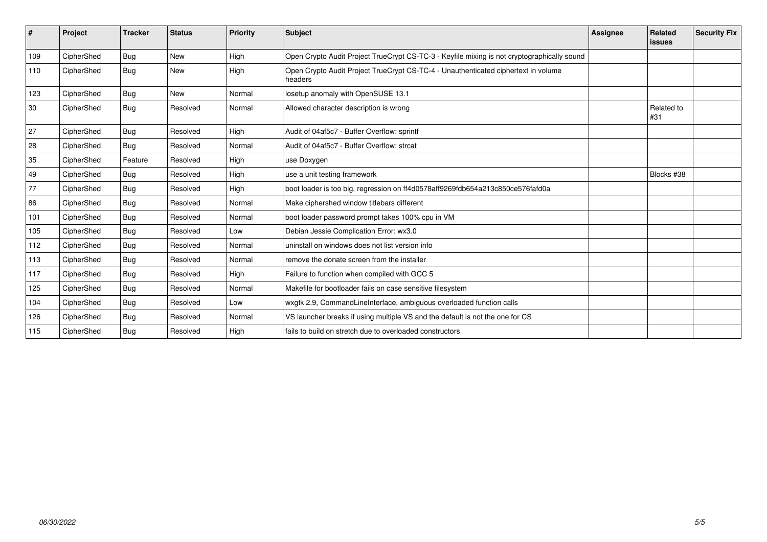| # | Project | Tracker | Status | Priority | Subject | Assignee | Related issues | Security Fix |
|---|---|---|---|---|---|---|---|---|
| 109 | CipherShed | Bug | New | High | Open Crypto Audit Project TrueCrypt CS-TC-3 - Keyfile mixing is not cryptographically sound | | | |
| 110 | CipherShed | Bug | New | High | Open Crypto Audit Project TrueCrypt CS-TC-4 - Unauthenticated ciphertext in volume headers | | | |
| 123 | CipherShed | Bug | New | Normal | losetup anomaly with OpenSUSE 13.1 | | | |
| 30 | CipherShed | Bug | Resolved | Normal | Allowed character description is wrong | | Related to #31 | |
| 27 | CipherShed | Bug | Resolved | High | Audit of 04af5c7 - Buffer Overflow: sprintf | | | |
| 28 | CipherShed | Bug | Resolved | Normal | Audit of 04af5c7 - Buffer Overflow: strcat | | | |
| 35 | CipherShed | Feature | Resolved | High | use Doxygen | | | |
| 49 | CipherShed | Bug | Resolved | High | use a unit testing framework | | Blocks #38 | |
| 77 | CipherShed | Bug | Resolved | High | boot loader is too big, regression on ff4d0578aff9269fdb654a213c850ce576fafd0a | | | |
| 86 | CipherShed | Bug | Resolved | Normal | Make ciphershed window titlebars different | | | |
| 101 | CipherShed | Bug | Resolved | Normal | boot loader password prompt takes 100% cpu in VM | | | |
| 105 | CipherShed | Bug | Resolved | Low | Debian Jessie Complication Error: wx3.0 | | | |
| 112 | CipherShed | Bug | Resolved | Normal | uninstall on windows does not list version info | | | |
| 113 | CipherShed | Bug | Resolved | Normal | remove the donate screen from the installer | | | |
| 117 | CipherShed | Bug | Resolved | High | Failure to function when compiled with GCC 5 | | | |
| 125 | CipherShed | Bug | Resolved | Normal | Makefile for bootloader fails on case sensitive filesystem | | | |
| 104 | CipherShed | Bug | Resolved | Low | wxgtk 2.9, CommandLineInterface, ambiguous overloaded function calls | | | |
| 126 | CipherShed | Bug | Resolved | Normal | VS launcher breaks if using multiple VS and the default is not the one for CS | | | |
| 115 | CipherShed | Bug | Resolved | High | fails to build on stretch due to overloaded constructors | | | |